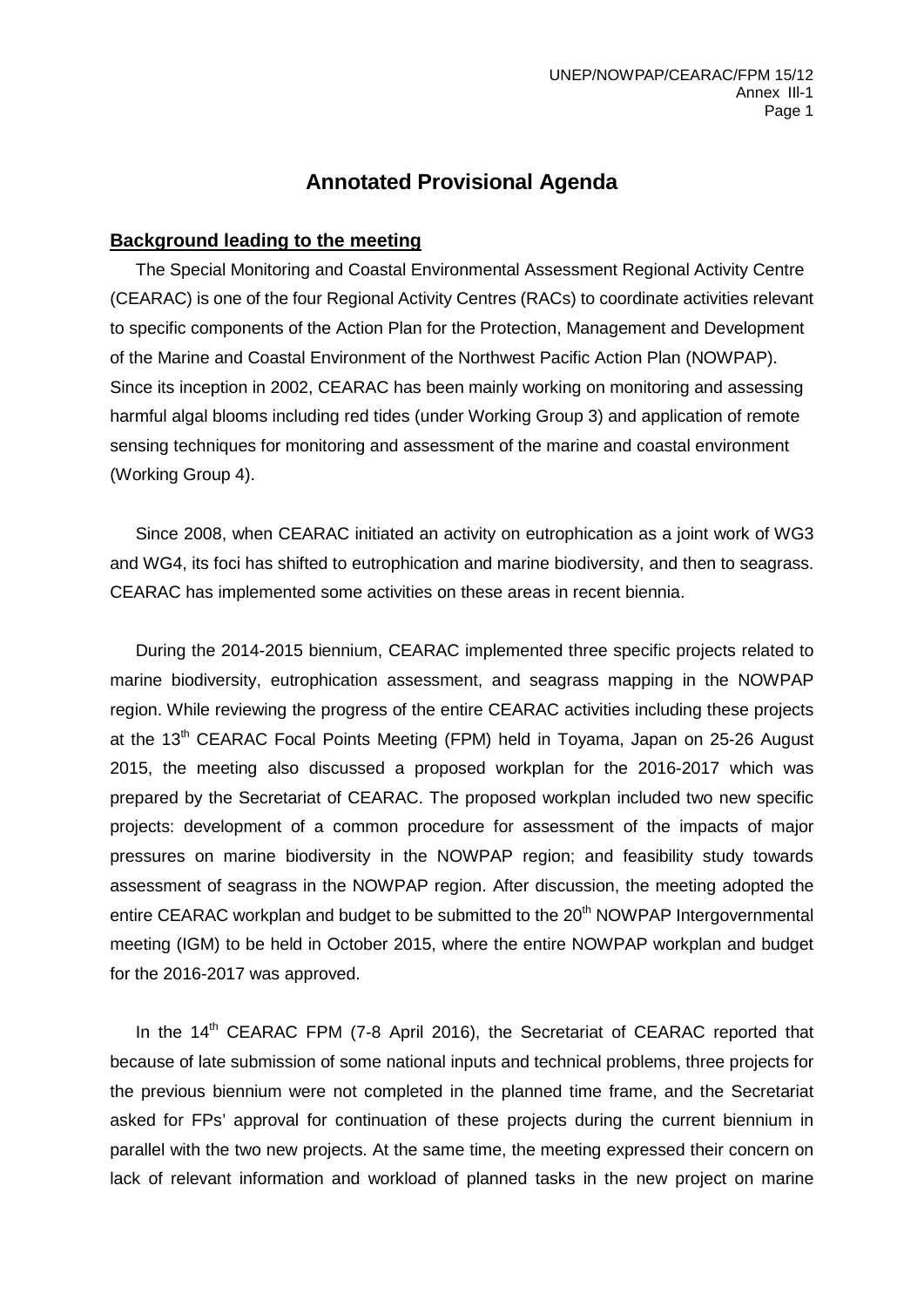# Annotated Provisional Agenda

## Background leading to the meeting

The Special Monitoring and Coastal Environmental Assessment Regional Activity Centre (CEARAC) is one of the four Regional Activity Centres (RACs) to coordinate activities relevant to specific components of the Action Plan for the Protection, Management and Development of the Marine and Coastal Environment of the Northwest Pacific Action Plan (NOWPAP). Since its inception in 2002, CEARAC has been mainly working on monitoring and assessing harmful algal blooms including red tides (under Working Group 3) and application of remote sensing techniques for monitoring and assessment of the marine and coastal environment (Working Group 4).

Since 2008, when CEARAC initiated an activity on eutrophication as a joint work of WG3 and WG4, its foci has shifted to eutrophication and marine biodiversity, and then to seagrass. CEARAC has implemented some activities on these areas in recent biennia.

During the 2014-2015 biennium, CEARAC implemented three specific projects related to marine biodiversity, eutrophication assessment, and seagrass mapping in the NOWPAP region. While reviewing the progress of the entire CEARAC activities including these projects at the 13th CEARAC Focal Points Meeting (FPM) held in Toyama, Japan on 25-26 August 2015, the meeting also discussed a proposed workplan for the 2016-2017 which was prepared by the Secretariat of CEARAC. The proposed workplan included two new specific projects: development of a common procedure for assessment of the impacts of major pressures on marine biodiversity in the NOWPAP region; and feasibility study towards assessment of seagrass in the NOWPAP region. After discussion, the meeting adopted the entire CEARAC workplan and budget to be submitted to the 20th NOWPAP Intergovernmental meeting (IGM) to be held in October 2015, where the entire NOWPAP workplan and budget for the 2016-2017 was approved.

In the 14th CEARAC FPM (7-8 April 2016), the Secretariat of CEARAC reported that because of late submission of some national inputs and technical problems, three projects for the previous biennium were not completed in the planned time frame, and the Secretariat asked for FPs' approval for continuation of these projects during the current biennium in parallel with the two new projects. At the same time, the meeting expressed their concern on lack of relevant information and workload of planned tasks in the new project on marine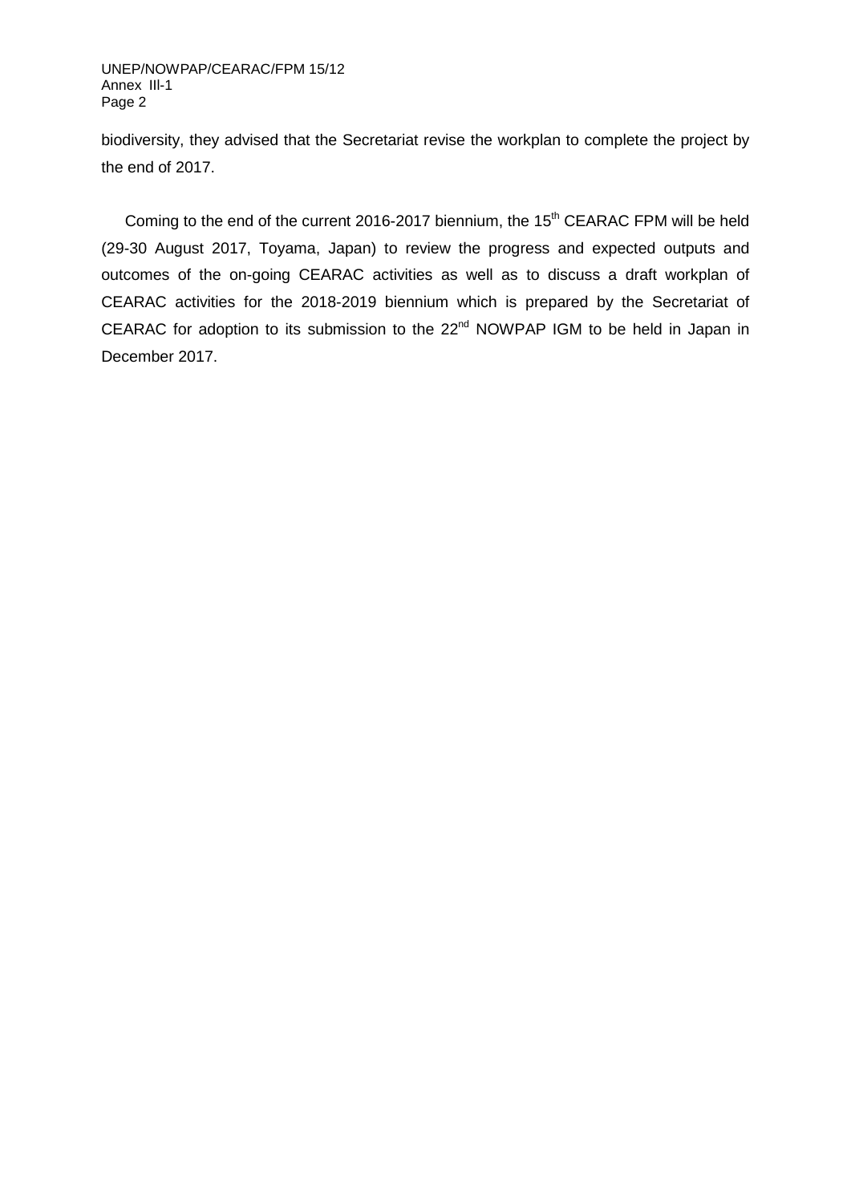biodiversity, they advised that the Secretariat revise the workplan to complete the project by the end of 2017.

Coming to the end of the current 2016-2017 biennium, the 15th CEARAC FPM will be held (29-30 August 2017, Toyama, Japan) to review the progress and expected outputs and outcomes of the on-going CEARAC activities as well as to discuss a draft workplan of CEARAC activities for the 2018-2019 biennium which is prepared by the Secretariat of CEARAC for adoption to its submission to the 22nd NOWPAP IGM to be held in Japan in December 2017.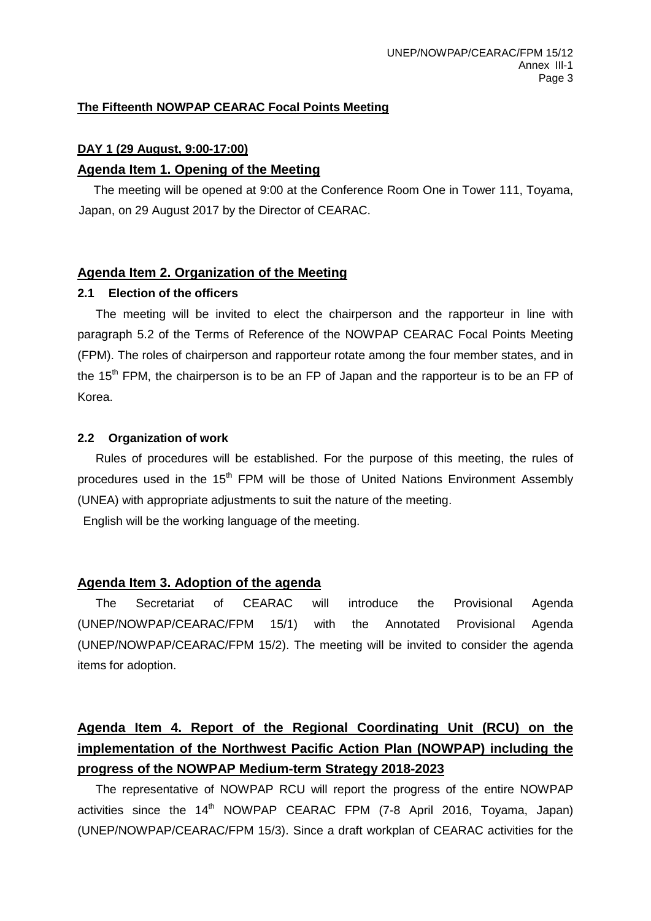**The Fifteenth NOWPAP CEARAC Focal Points Meeting**

**DAY 1 (29 August, 9:00-17:00)**

## Agenda Item 1. Opening of the Meeting

The meeting will be opened at 9:00 at the Conference Room One in Tower 111, Toyama, Japan, on 29 August 2017 by the Director of CEARAC.

## Agenda Item 2. Organization of the Meeting

### 2.1 Election of the officers

The meeting will be invited to elect the chairperson and the rapporteur in line with paragraph 5.2 of the Terms of Reference of the NOWPAP CEARAC Focal Points Meeting (FPM). The roles of chairperson and rapporteur rotate among the four member states, and in the 15th FPM, the chairperson is to be an FP of Japan and the rapporteur is to be an FP of Korea.

### 2.2 Organization of work

Rules of procedures will be established. For the purpose of this meeting, the rules of procedures used in the 15th FPM will be those of United Nations Environment Assembly (UNEA) with appropriate adjustments to suit the nature of the meeting.

English will be the working language of the meeting.

## Agenda Item 3. Adoption of the agenda

The Secretariat of CEARAC will introduce the Provisional Agenda (UNEP/NOWPAP/CEARAC/FPM 15/1) with the Annotated Provisional Agenda (UNEP/NOWPAP/CEARAC/FPM 15/2). The meeting will be invited to consider the agenda items for adoption.

## Agenda Item 4. Report of the Regional Coordinating Unit (RCU) on the implementation of the Northwest Pacific Action Plan (NOWPAP) including the progress of the NOWPAP Medium-term Strategy 2018-2023

The representative of NOWPAP RCU will report the progress of the entire NOWPAP activities since the 14th NOWPAP CEARAC FPM (7-8 April 2016, Toyama, Japan) (UNEP/NOWPAP/CEARAC/FPM 15/3). Since a draft workplan of CEARAC activities for the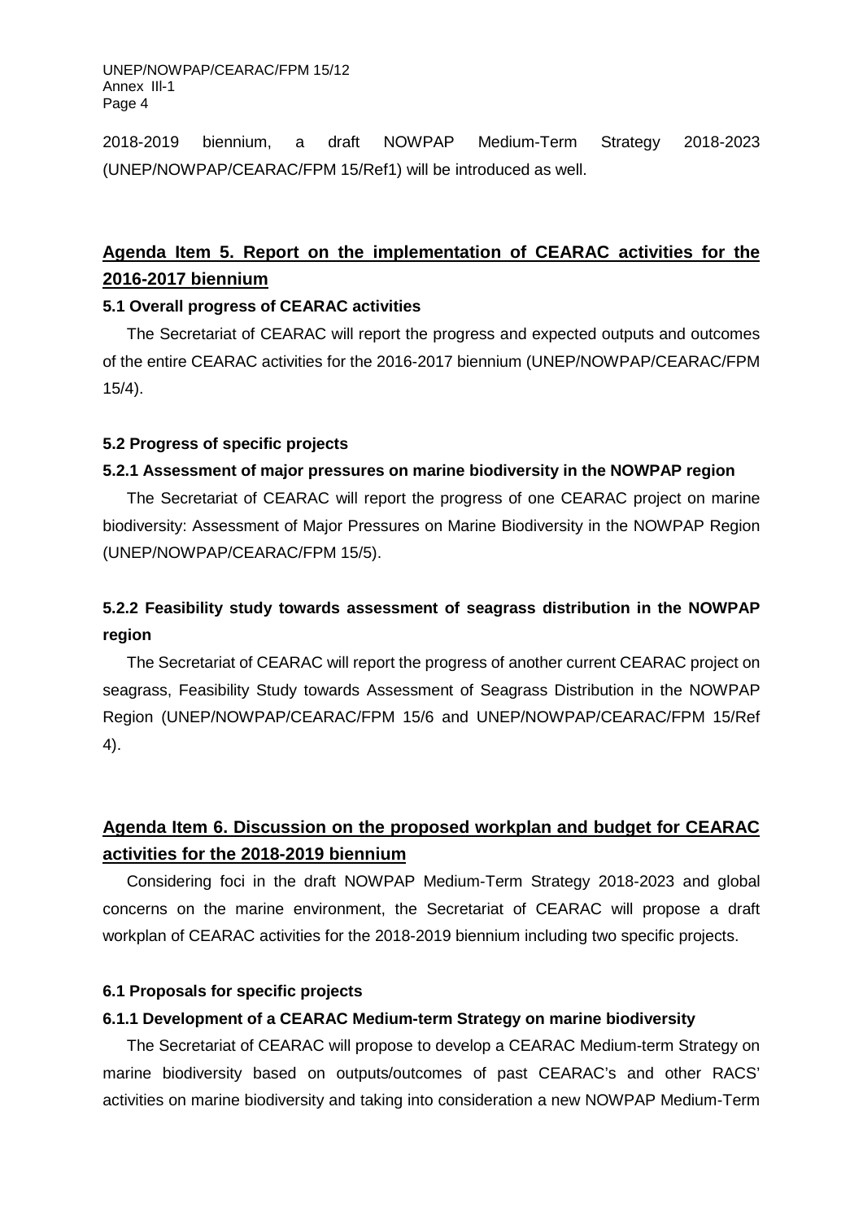2018-2019 biennium, a draft NOWPAP Medium-Term Strategy 2018-2023 (UNEP/NOWPAP/CEARAC/FPM 15/Ref1) will be introduced as well.

## Agenda Item 5. Report on the implementation of CEARAC activities for the 2016-2017 biennium

### 5.1 Overall progress of CEARAC activities

The Secretariat of CEARAC will report the progress and expected outputs and outcomes of the entire CEARAC activities for the 2016-2017 biennium (UNEP/NOWPAP/CEARAC/FPM 15/4).

### 5.2 Progress of specific projects

#### 5.2.1 Assessment of major pressures on marine biodiversity in the NOWPAP region

The Secretariat of CEARAC will report the progress of one CEARAC project on marine biodiversity: Assessment of Major Pressures on Marine Biodiversity in the NOWPAP Region (UNEP/NOWPAP/CEARAC/FPM 15/5).

#### 5.2.2 Feasibility study towards assessment of seagrass distribution in the NOWPAP region

The Secretariat of CEARAC will report the progress of another current CEARAC project on seagrass, Feasibility Study towards Assessment of Seagrass Distribution in the NOWPAP Region (UNEP/NOWPAP/CEARAC/FPM 15/6 and UNEP/NOWPAP/CEARAC/FPM 15/Ref 4).

## Agenda Item 6. Discussion on the proposed workplan and budget for CEARAC activities for the 2018-2019 biennium

Considering foci in the draft NOWPAP Medium-Term Strategy 2018-2023 and global concerns on the marine environment, the Secretariat of CEARAC will propose a draft workplan of CEARAC activities for the 2018-2019 biennium including two specific projects.

### 6.1 Proposals for specific projects

#### 6.1.1 Development of a CEARAC Medium-term Strategy on marine biodiversity

The Secretariat of CEARAC will propose to develop a CEARAC Medium-term Strategy on marine biodiversity based on outputs/outcomes of past CEARAC's and other RACS' activities on marine biodiversity and taking into consideration a new NOWPAP Medium-Term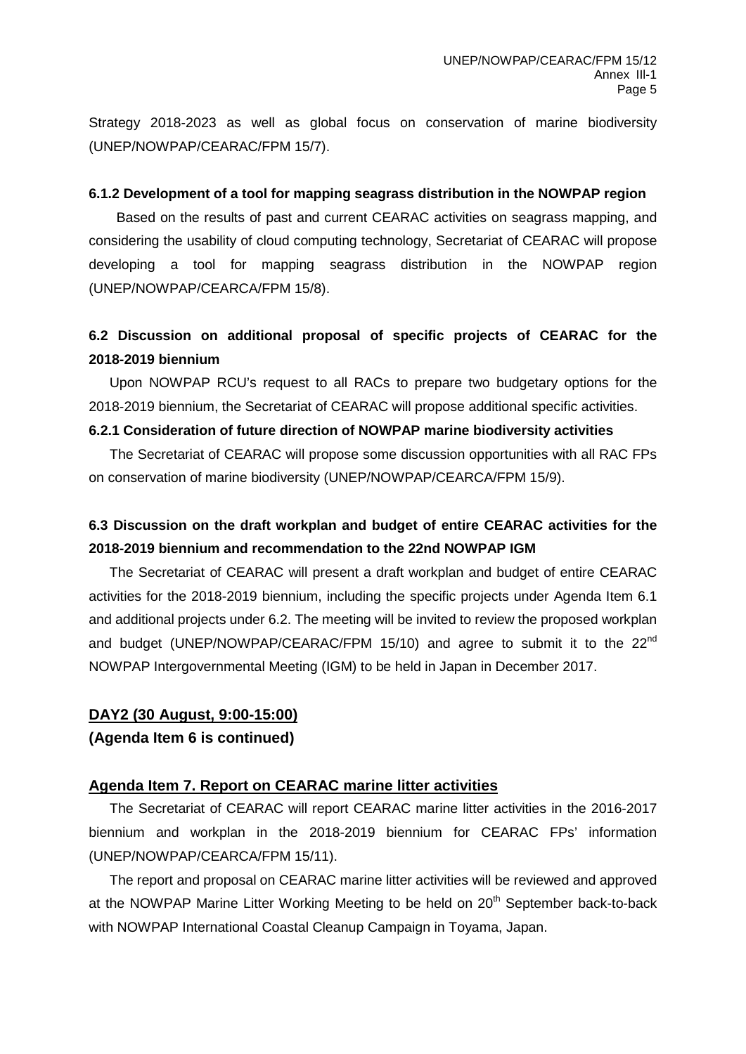Strategy 2018-2023 as well as global focus on conservation of marine biodiversity (UNEP/NOWPAP/CEARAC/FPM 15/7).

#### 6.1.2 Development of a tool for mapping seagrass distribution in the NOWPAP region

Based on the results of past and current CEARAC activities on seagrass mapping, and considering the usability of cloud computing technology, Secretariat of CEARAC will propose developing a tool for mapping seagrass distribution in the NOWPAP region (UNEP/NOWPAP/CEARCA/FPM 15/8).

### 6.2 Discussion on additional proposal of specific projects of CEARAC for the 2018-2019 biennium

Upon NOWPAP RCU's request to all RACs to prepare two budgetary options for the 2018-2019 biennium, the Secretariat of CEARAC will propose additional specific activities.

#### 6.2.1 Consideration of future direction of NOWPAP marine biodiversity activities

The Secretariat of CEARAC will propose some discussion opportunities with all RAC FPs on conservation of marine biodiversity (UNEP/NOWPAP/CEARCA/FPM 15/9).

### 6.3 Discussion on the draft workplan and budget of entire CEARAC activities for the 2018-2019 biennium and recommendation to the 22nd NOWPAP IGM

The Secretariat of CEARAC will present a draft workplan and budget of entire CEARAC activities for the 2018-2019 biennium, including the specific projects under Agenda Item 6.1 and additional projects under 6.2. The meeting will be invited to review the proposed workplan and budget (UNEP/NOWPAP/CEARAC/FPM 15/10) and agree to submit it to the 22nd NOWPAP Intergovernmental Meeting (IGM) to be held in Japan in December 2017.

## DAY2 (30 August, 9:00-15:00)

**(Agenda Item 6 is continued)**

## Agenda Item 7. Report on CEARAC marine litter activities

The Secretariat of CEARAC will report CEARAC marine litter activities in the 2016-2017 biennium and workplan in the 2018-2019 biennium for CEARAC FPs' information (UNEP/NOWPAP/CEARCA/FPM 15/11).

The report and proposal on CEARAC marine litter activities will be reviewed and approved at the NOWPAP Marine Litter Working Meeting to be held on 20th September back-to-back with NOWPAP International Coastal Cleanup Campaign in Toyama, Japan.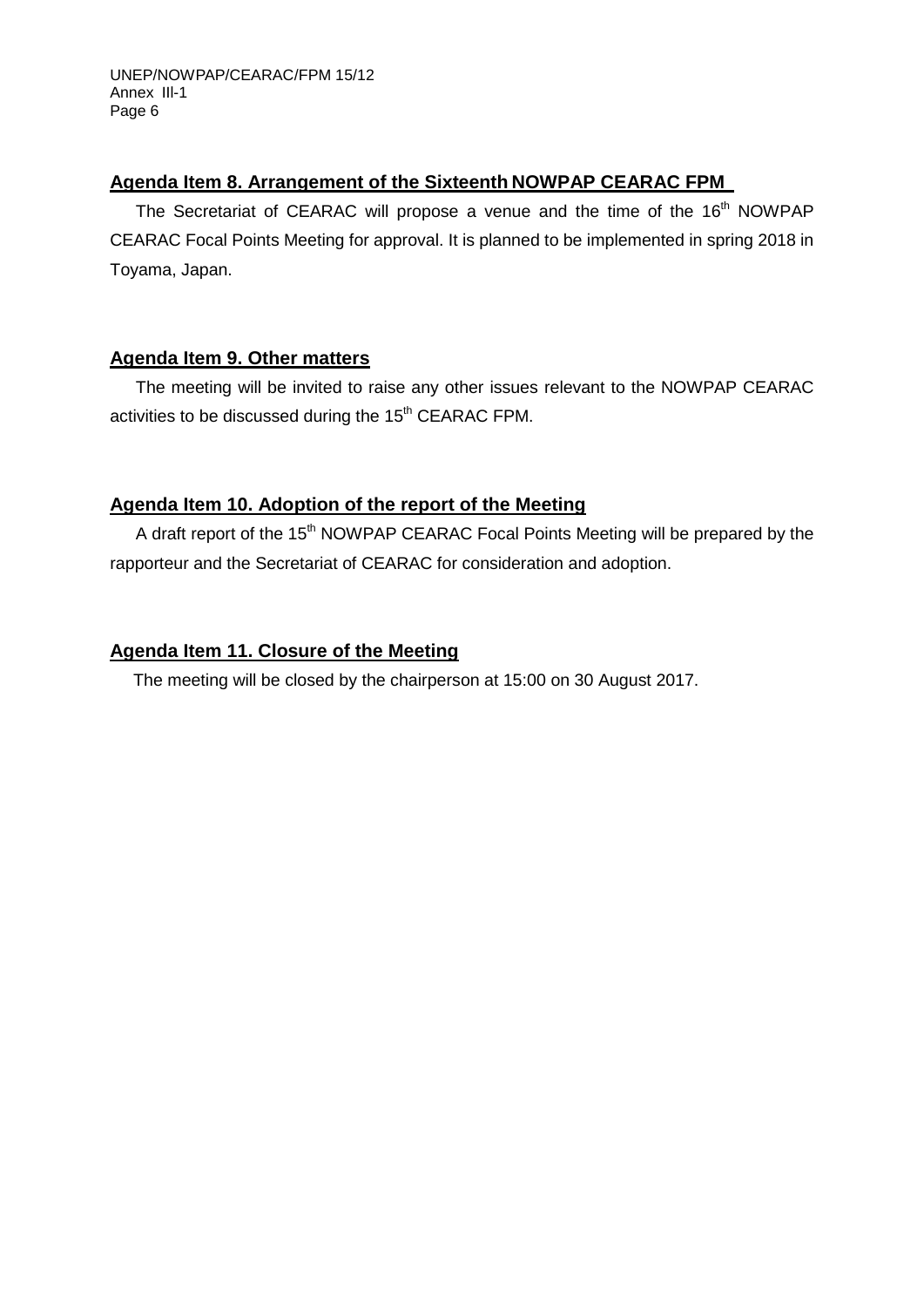## Agenda Item 8. Arrangement of the Sixteenth NOWPAP CEARAC FPM

The Secretariat of CEARAC will propose a venue and the time of the 16th NOWPAP CEARAC Focal Points Meeting for approval. It is planned to be implemented in spring 2018 in Toyama, Japan.

## Agenda Item 9. Other matters

The meeting will be invited to raise any other issues relevant to the NOWPAP CEARAC activities to be discussed during the 15th CEARAC FPM.

## Agenda Item 10. Adoption of the report of the Meeting

A draft report of the 15th NOWPAP CEARAC Focal Points Meeting will be prepared by the rapporteur and the Secretariat of CEARAC for consideration and adoption.

## Agenda Item 11. Closure of the Meeting

The meeting will be closed by the chairperson at 15:00 on 30 August 2017.